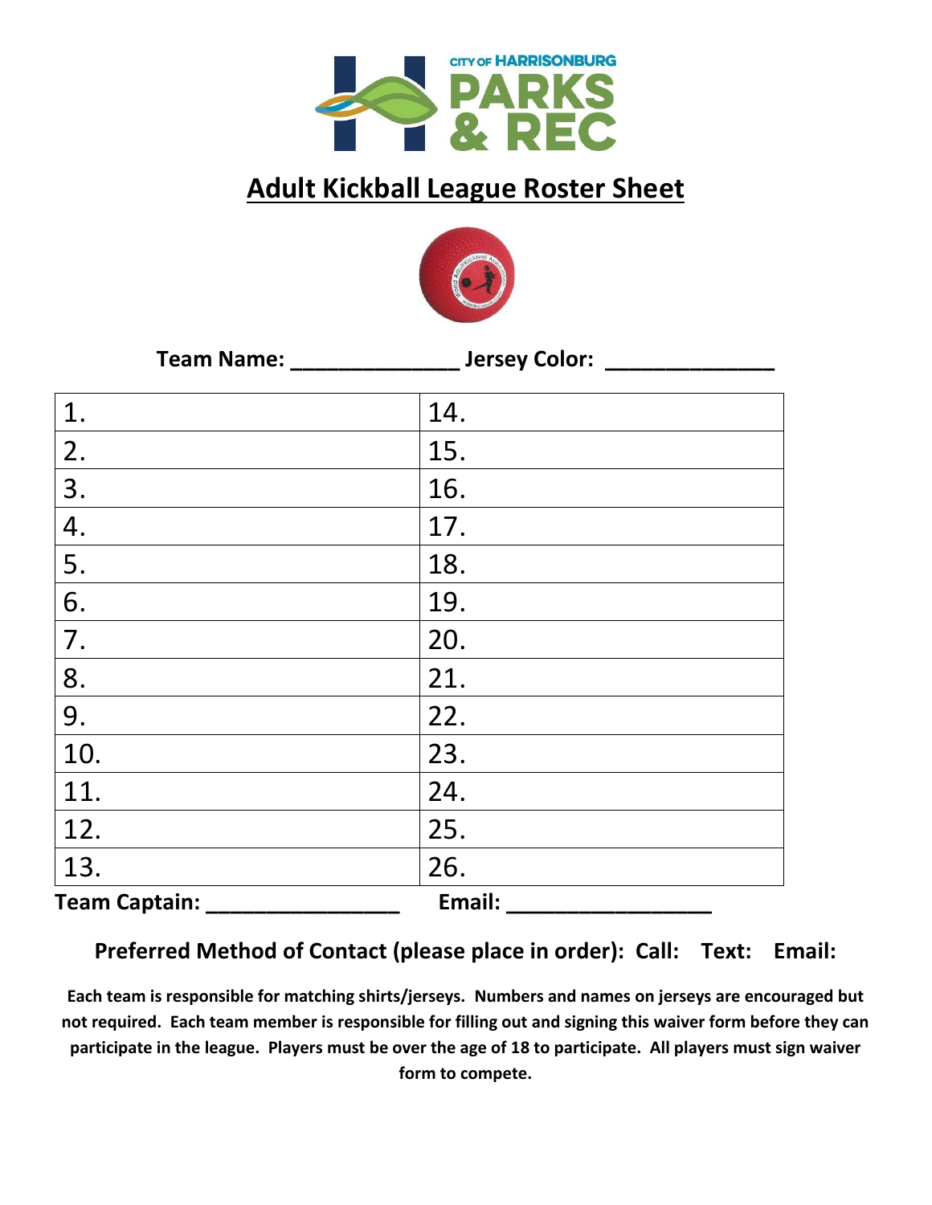# Adult Kickball League Roster Sheet

**Team Name: ______________ Jersey Color: ______________**

| | |
|---|---|
| 1. | 14. |
| 2. | 15. |
| 3. | 16. |
| 4. | 17. |
| 5. | 18. |
| 6. | 19. |
| 7. | 20. |
| 8. | 21. |
| 9. | 22. |
| 10. | 23. |
| 11. | 24. |
| 12. | 25. |
| 13. | 26. |

**Team Captain: ________________ Email: _________________**

**Preferred Method of Contact (please place in order): Call: Text: Email:**

**Each team is responsible for matching shirts/jerseys. Numbers and names on jerseys are encouraged but not required. Each team member is responsible for filling out and signing this waiver form before they can participate in the league. Players must be over the age of 18 to participate. All players must sign waiver form to compete.**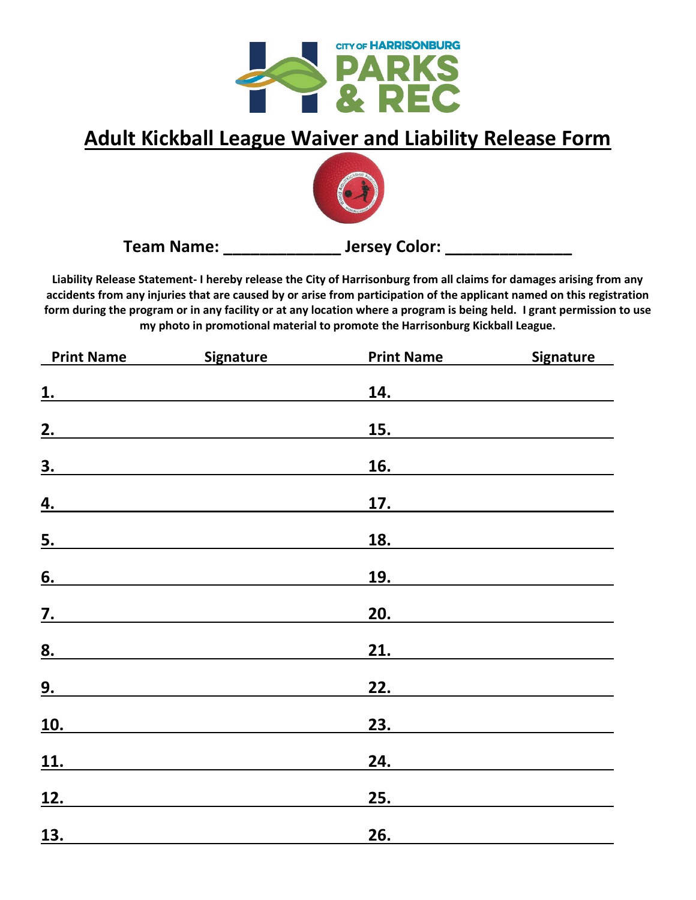CITY OF HARRISONBURG PARKS & REC

# Adult Kickball League Waiver and Liability Release Form

**Team Name: _____________ Jersey Color: ______________**

**Liability Release Statement- I hereby release the City of Harrisonburg from all claims for damages arising from any accidents from any injuries that are caused by or arise from participation of the applicant named on this registration form during the program or in any facility or at any location where a program is being held. I grant permission to use my photo in promotional material to promote the Harrisonburg Kickball League.**

| Print Name | Signature | Print Name | Signature |
|---|---|---|---|
| 1. | | 14. | |
| 2. | | 15. | |
| 3. | | 16. | |
| 4. | | 17. | |
| 5. | | 18. | |
| 6. | | 19. | |
| 7. | | 20. | |
| 8. | | 21. | |
| 9. | | 22. | |
| 10. | | 23. | |
| 11. | | 24. | |
| 12. | | 25. | |
| 13. | | 26. | |